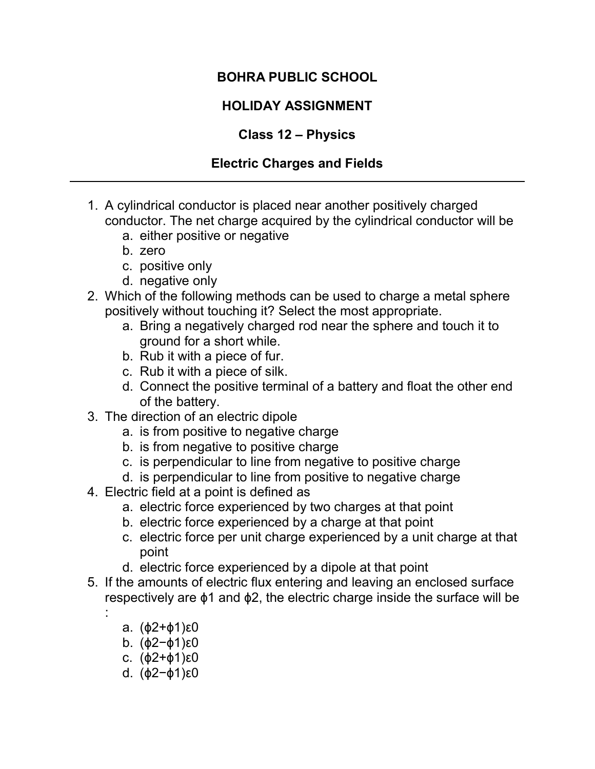**BOHRA PUBLIC SCHOOL**

**HOLIDAY ASSIGNMENT**

**Class 12 – Physics**

**Electric Charges and Fields**

---

1. A cylindrical conductor is placed near another positively charged conductor. The net charge acquired by the cylindrical conductor will be
    a. either positive or negative
    b. zero
    c. positive only
    d. negative only
2. Which of the following methods can be used to charge a metal sphere positively without touching it? Select the most appropriate.
    a. Bring a negatively charged rod near the sphere and touch it to ground for a short while.
    b. Rub it with a piece of fur.
    c. Rub it with a piece of silk.
    d. Connect the positive terminal of a battery and float the other end of the battery.
3. The direction of an electric dipole
    a. is from positive to negative charge
    b. is from negative to positive charge
    c. is perpendicular to line from negative to positive charge
    d. is perpendicular to line from positive to negative charge
4. Electric field at a point is defined as
    a. electric force experienced by two charges at that point
    b. electric force experienced by a charge at that point
    c. electric force per unit charge experienced by a unit charge at that point
    d. electric force experienced by a dipole at that point
5. If the amounts of electric flux entering and leaving an enclosed surface respectively are $\phi_1$ and $\phi_2$, the electric charge inside the surface will be :
    a. $(\phi_2+\phi_1)\varepsilon_0$
    b. $(\phi_2-\phi_1)\varepsilon_0$
    c. $(\phi_2+\phi_1)\varepsilon_0$
    d. $(\phi_2-\phi_1)\varepsilon_0$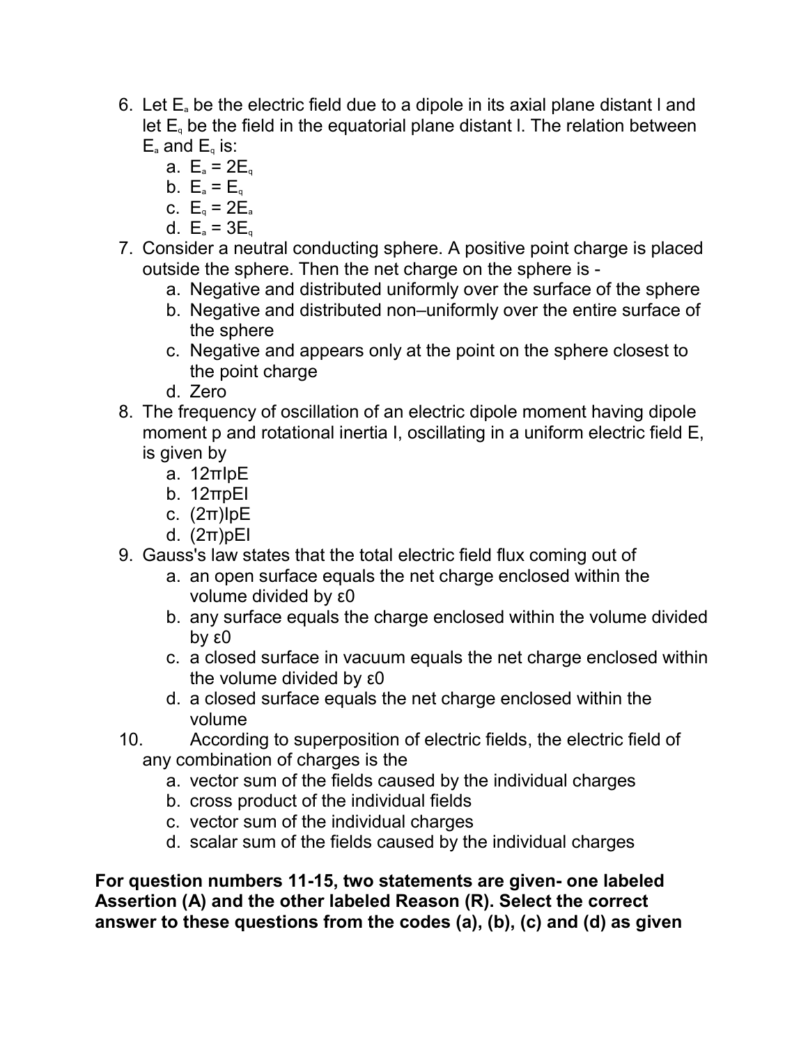6. Let $E_a$ be the electric field due to a dipole in its axial plane distant l and let $E_q$ be the field in the equatorial plane distant l. The relation between $E_a$ and $E_q$ is:
    a. $E_a = 2E_q$
    b. $E_a = E_q$
    c. $E_q = 2E_a$
    d. $E_a = 3E_q$
7. Consider a neutral conducting sphere. A positive point charge is placed outside the sphere. Then the net charge on the sphere is -
    a. Negative and distributed uniformly over the surface of the sphere
    b. Negative and distributed non–uniformly over the entire surface of the sphere
    c. Negative and appears only at the point on the sphere closest to the point charge
    d. Zero
8. The frequency of oscillation of an electric dipole moment having dipole moment p and rotational inertia I, oscillating in a uniform electric field E, is given by
    a. 12πIpE
    b. 12πpEI
    c. (2π)IpE
    d. (2π)pEI
9. Gauss's law states that the total electric field flux coming out of
    a. an open surface equals the net charge enclosed within the volume divided by $\varepsilon_0$
    b. any surface equals the charge enclosed within the volume divided by $\varepsilon_0$
    c. a closed surface in vacuum equals the net charge enclosed within the volume divided by $\varepsilon_0$
    d. a closed surface equals the net charge enclosed within the volume
10. According to superposition of electric fields, the electric field of any combination of charges is the
    a. vector sum of the fields caused by the individual charges
    b. cross product of the individual fields
    c. vector sum of the individual charges
    d. scalar sum of the fields caused by the individual charges

**For question numbers 11-15, two statements are given- one labeled Assertion (A) and the other labeled Reason (R). Select the correct answer to these questions from the codes (a), (b), (c) and (d) as given**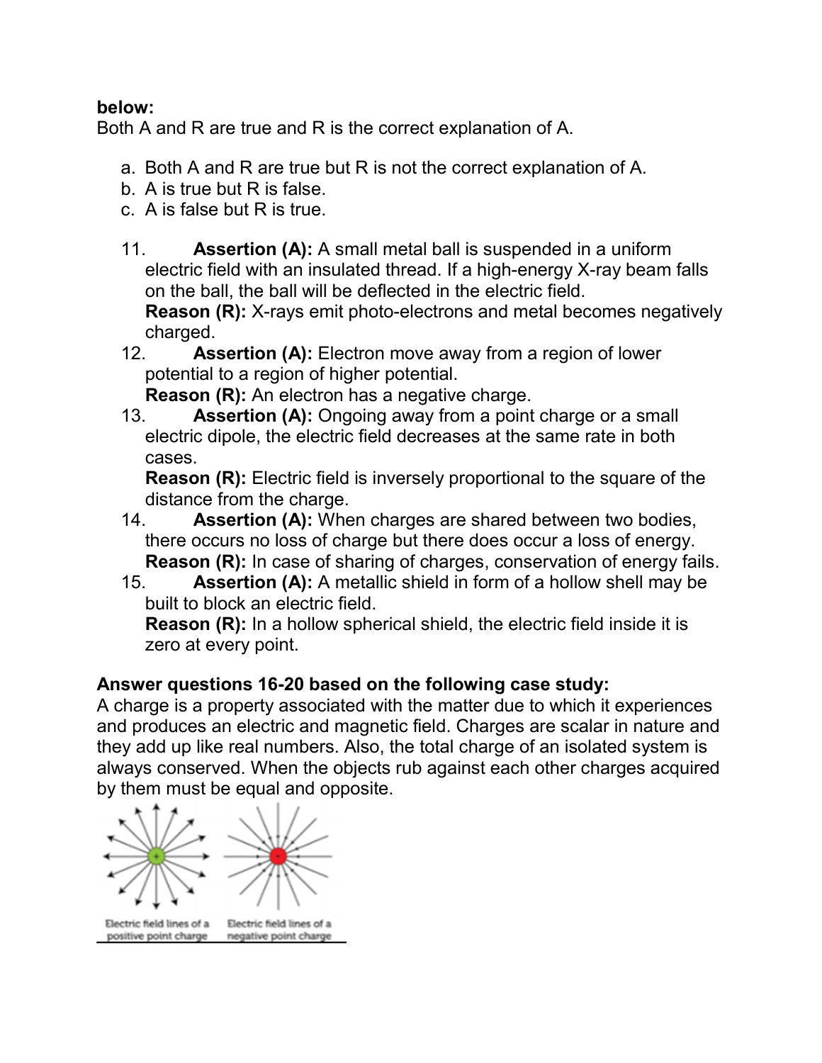**below:**
Both A and R are true and R is the correct explanation of A.

a. Both A and R are true but R is not the correct explanation of A.
b. A is true but R is false.
c. A is false but R is true.

11. **Assertion (A):** A small metal ball is suspended in a uniform electric field with an insulated thread. If a high-energy X-ray beam falls on the ball, the ball will be deflected in the electric field.
    **Reason (R):** X-rays emit photo-electrons and metal becomes negatively charged.
12. **Assertion (A):** Electron move away from a region of lower potential to a region of higher potential.
    **Reason (R):** An electron has a negative charge.
13. **Assertion (A):** Ongoing away from a point charge or a small electric dipole, the electric field decreases at the same rate in both cases.
    **Reason (R):** Electric field is inversely proportional to the square of the distance from the charge.
14. **Assertion (A):** When charges are shared between two bodies, there occurs no loss of charge but there does occur a loss of energy.
    **Reason (R):** In case of sharing of charges, conservation of energy fails.
15. **Assertion (A):** A metallic shield in form of a hollow shell may be built to block an electric field.
    **Reason (R):** In a hollow spherical shield, the electric field inside it is zero at every point.

**Answer questions 16-20 based on the following case study:**
A charge is a property associated with the matter due to which it experiences and produces an electric and magnetic field. Charges are scalar in nature and they add up like real numbers. Also, the total charge of an isolated system is always conserved. When the objects rub against each other charges acquired by them must be equal and opposite.

Electric field lines of a positive point charge    Electric field lines of a negative point charge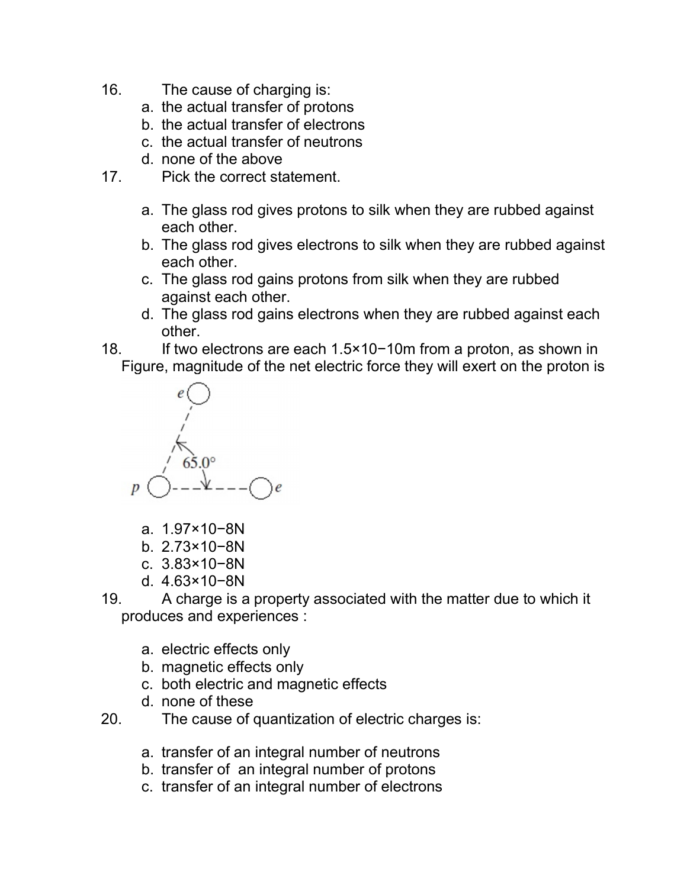16. The cause of charging is:
    a. the actual transfer of protons
    b. the actual transfer of electrons
    c. the actual transfer of neutrons
    d. none of the above
17. Pick the correct statement.

    a. The glass rod gives protons to silk when they are rubbed against each other.
    b. The glass rod gives electrons to silk when they are rubbed against each other.
    c. The glass rod gains protons from silk when they are rubbed against each other.
    d. The glass rod gains electrons when they are rubbed against each other.
18. If two electrons are each $1.5\times10^{-10}$m from a proton, as shown in Figure, magnitude of the net electric force they will exert on the proton is

    a. $1.97\times10^{-8}$N
    b. $2.73\times10^{-8}$N
    c. $3.83\times10^{-8}$N
    d. $4.63\times10^{-8}$N
19. A charge is a property associated with the matter due to which it produces and experiences :

    a. electric effects only
    b. magnetic effects only
    c. both electric and magnetic effects
    d. none of these
20. The cause of quantization of electric charges is:

    a. transfer of an integral number of neutrons
    b. transfer of an integral number of protons
    c. transfer of an integral number of electrons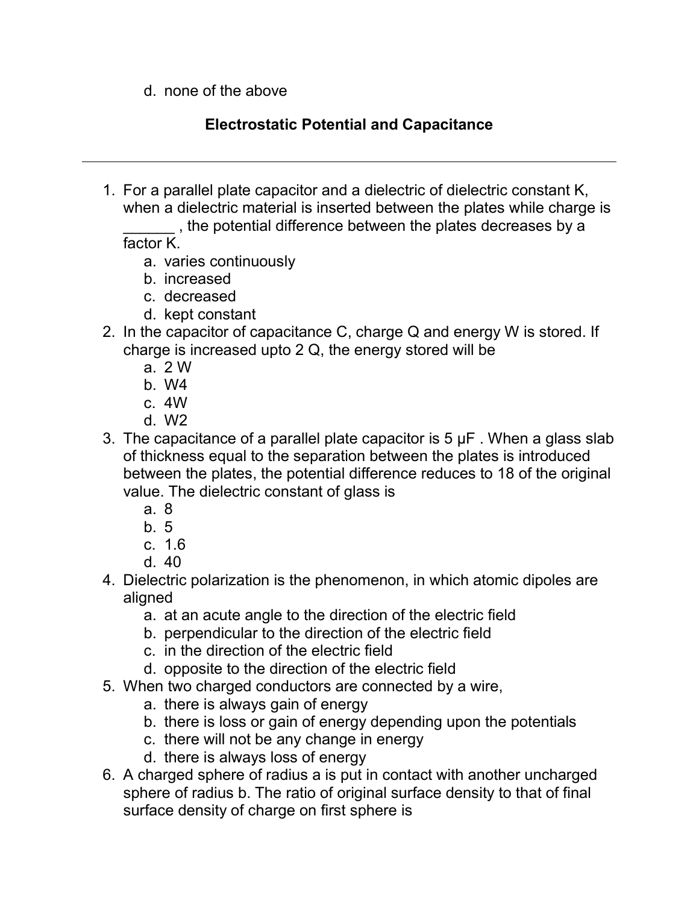d. none of the above

## Electrostatic Potential and Capacitance

---

1. For a parallel plate capacitor and a dielectric of dielectric constant K, when a dielectric material is inserted between the plates while charge is ______ , the potential difference between the plates decreases by a factor K.
   a. varies continuously
   b. increased
   c. decreased
   d. kept constant
2. In the capacitor of capacitance C, charge Q and energy W is stored. If charge is increased upto 2 Q, the energy stored will be
   a. 2 W
   b. W4
   c. 4W
   d. W2
3. The capacitance of a parallel plate capacitor is 5 μF . When a glass slab of thickness equal to the separation between the plates is introduced between the plates, the potential difference reduces to 18 of the original value. The dielectric constant of glass is
   a. 8
   b. 5
   c. 1.6
   d. 40
4. Dielectric polarization is the phenomenon, in which atomic dipoles are aligned
   a. at an acute angle to the direction of the electric field
   b. perpendicular to the direction of the electric field
   c. in the direction of the electric field
   d. opposite to the direction of the electric field
5. When two charged conductors are connected by a wire,
   a. there is always gain of energy
   b. there is loss or gain of energy depending upon the potentials
   c. there will not be any change in energy
   d. there is always loss of energy
6. A charged sphere of radius a is put in contact with another uncharged sphere of radius b. The ratio of original surface density to that of final surface density of charge on first sphere is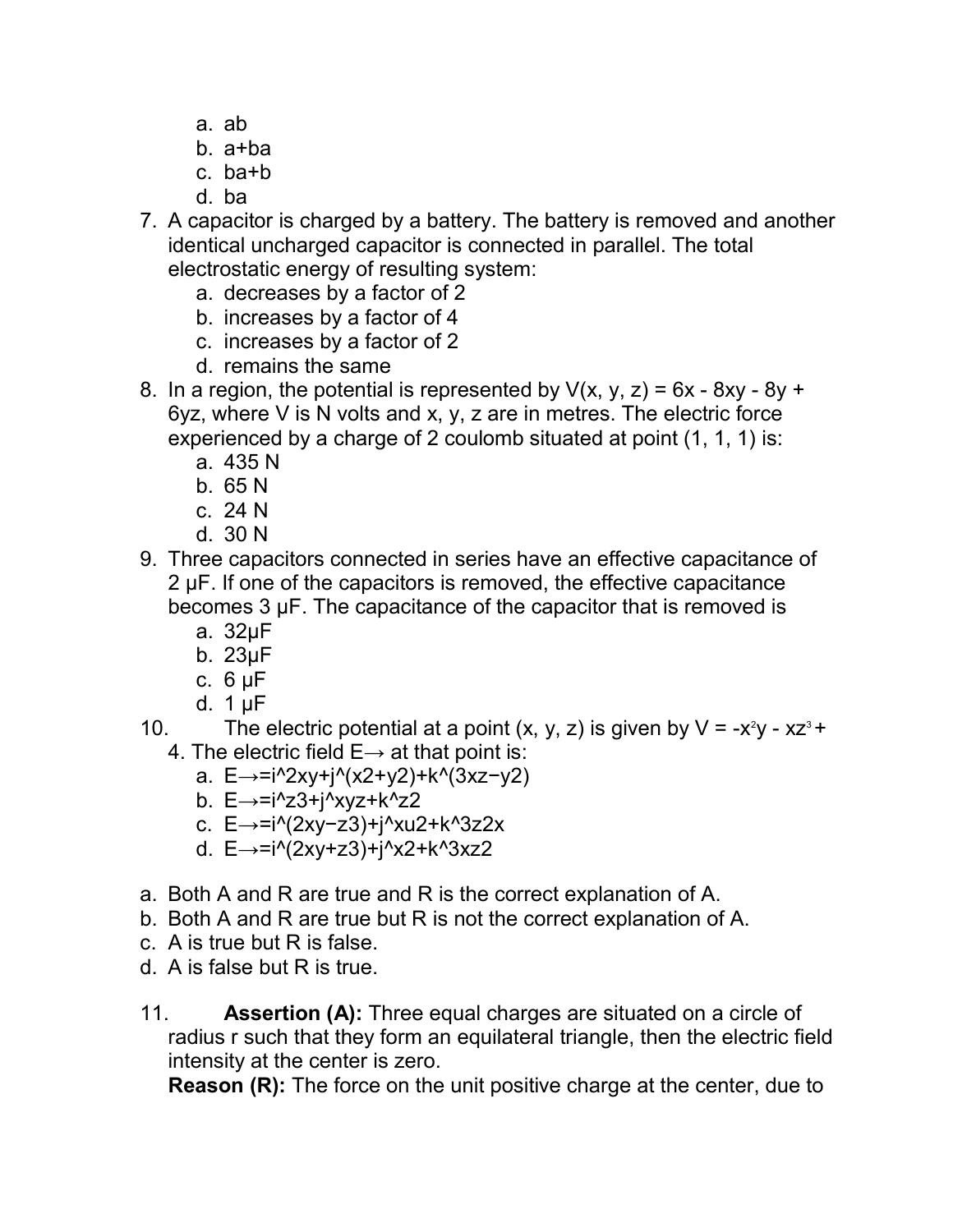a. ab
b. a+ba
c. ba+b
d. ba

7. A capacitor is charged by a battery. The battery is removed and another identical uncharged capacitor is connected in parallel. The total electrostatic energy of resulting system:
   a. decreases by a factor of 2
   b. increases by a factor of 4
   c. increases by a factor of 2
   d. remains the same
8. In a region, the potential is represented by V(x, y, z) = 6x - 8xy - 8y + 6yz, where V is N volts and x, y, z are in metres. The electric force experienced by a charge of 2 coulomb situated at point (1, 1, 1) is:
   a. 435 N
   b. 65 N
   c. 24 N
   d. 30 N
9. Three capacitors connected in series have an effective capacitance of 2 μF. If one of the capacitors is removed, the effective capacitance becomes 3 μF. The capacitance of the capacitor that is removed is
   a. 32μF
   b. 23μF
   c. 6 μF
   d. 1 μF
10. The electric potential at a point (x, y, z) is given by $V = -x^2y - xz^3 + 4$. The electric field E→ at that point is:
    a. E→=i^2xy+j^(x2+y2)+k^(3xz−y2)
    b. E→=i^z3+j^xyz+k^z2
    c. E→=i^(2xy−z3)+j^xu2+k^3z2x
    d. E→=i^(2xy+z3)+j^x2+k^3xz2

a. Both A and R are true and R is the correct explanation of A.
b. Both A and R are true but R is not the correct explanation of A.
c. A is true but R is false.
d. A is false but R is true.

11. **Assertion (A):** Three equal charges are situated on a circle of radius r such that they form an equilateral triangle, then the electric field intensity at the center is zero.
    **Reason (R):** The force on the unit positive charge at the center, due to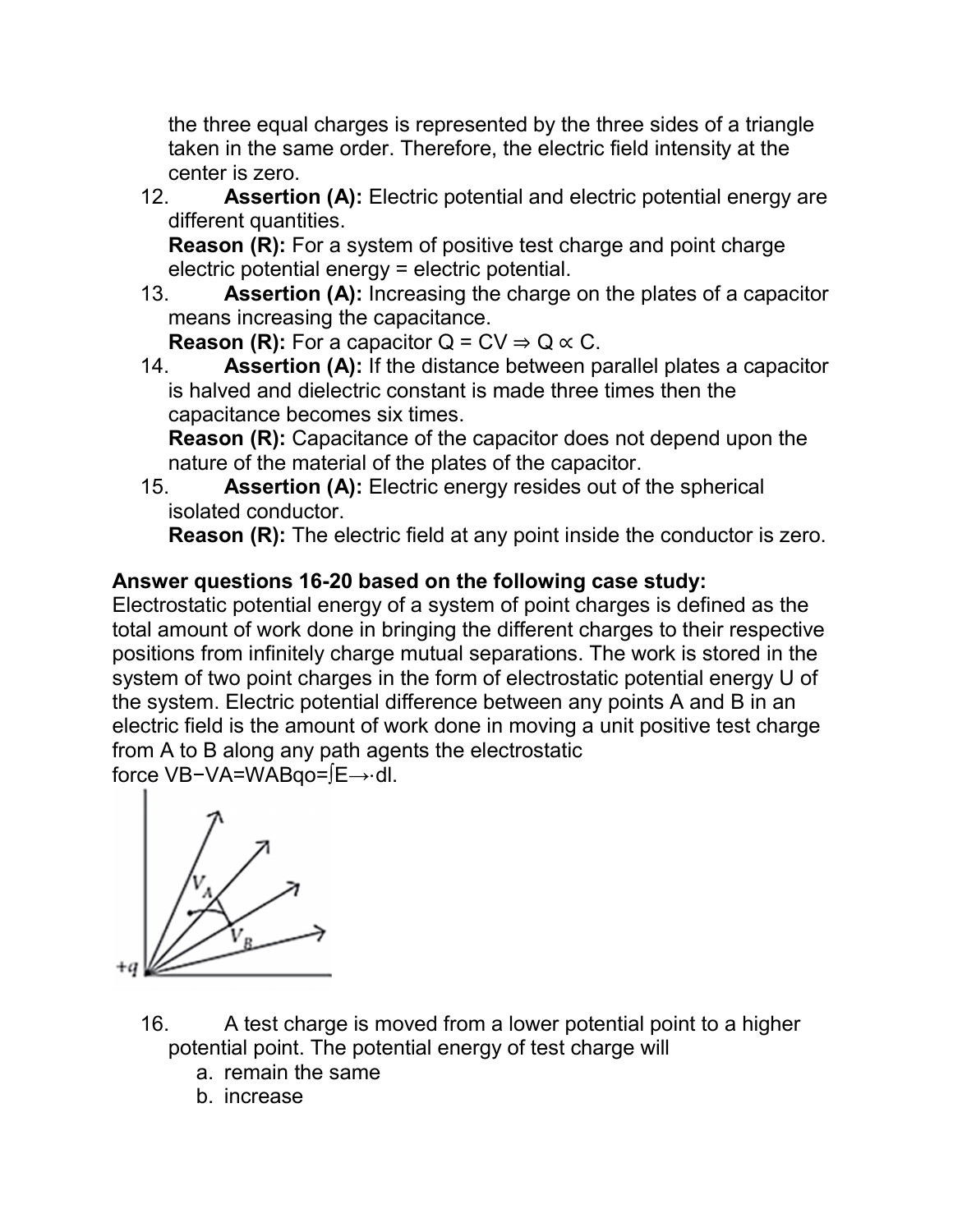the three equal charges is represented by the three sides of a triangle taken in the same order. Therefore, the electric field intensity at the center is zero.

12. **Assertion (A):** Electric potential and electric potential energy are different quantities.
    **Reason (R):** For a system of positive test charge and point charge electric potential energy = electric potential.
13. **Assertion (A):** Increasing the charge on the plates of a capacitor means increasing the capacitance.
    **Reason (R):** For a capacitor $Q = CV \Rightarrow Q \propto C$.
14. **Assertion (A):** If the distance between parallel plates a capacitor is halved and dielectric constant is made three times then the capacitance becomes six times.
    **Reason (R):** Capacitance of the capacitor does not depend upon the nature of the material of the plates of the capacitor.
15. **Assertion (A):** Electric energy resides out of the spherical isolated conductor.
    **Reason (R):** The electric field at any point inside the conductor is zero.

**Answer questions 16-20 based on the following case study:**

Electrostatic potential energy of a system of point charges is defined as the total amount of work done in bringing the different charges to their respective positions from infinitely charge mutual separations. The work is stored in the system of two point charges in the form of electrostatic potential energy U of the system. Electric potential difference between any points A and B in an electric field is the amount of work done in moving a unit positive test charge from A to B along any path agents the electrostatic force $V_B - V_A = \frac{W_{AB}}{q_o} = \int \vec{E} \cdot dl$.

16. A test charge is moved from a lower potential point to a higher potential point. The potential energy of test charge will
    a. remain the same
    b. increase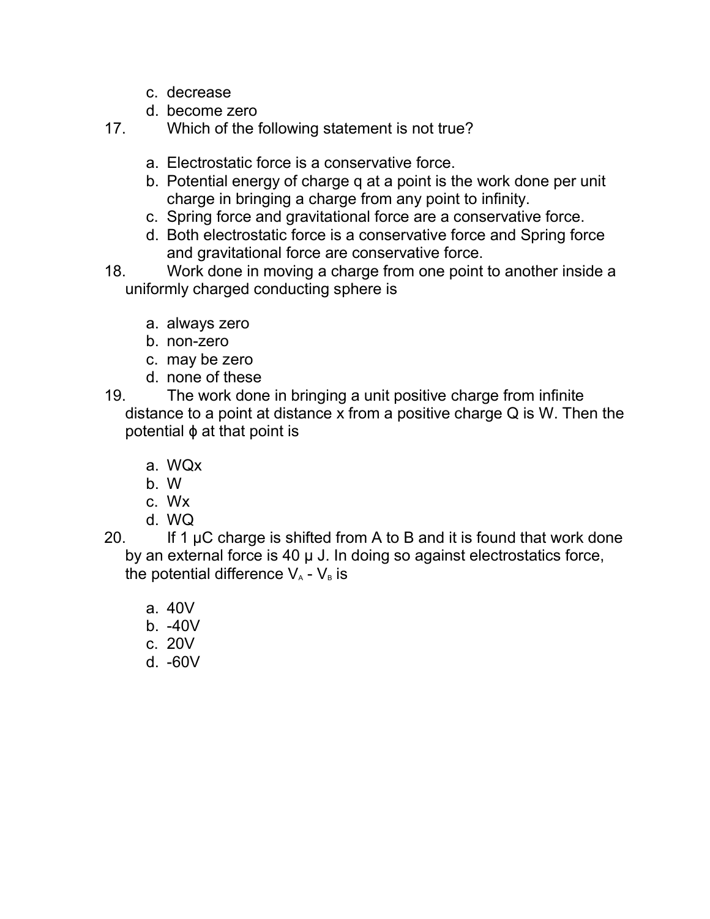c. decrease
d. become zero

17. Which of the following statement is not true?

a. Electrostatic force is a conservative force.
b. Potential energy of charge q at a point is the work done per unit charge in bringing a charge from any point to infinity.
c. Spring force and gravitational force are a conservative force.
d. Both electrostatic force is a conservative force and Spring force and gravitational force are conservative force.

18. Work done in moving a charge from one point to another inside a uniformly charged conducting sphere is

a. always zero
b. non-zero
c. may be zero
d. none of these

19. The work done in bringing a unit positive charge from infinite distance to a point at distance x from a positive charge Q is W. Then the potential ϕ at that point is

a. WQx
b. W
c. Wx
d. WQ

20. If 1 μC charge is shifted from A to B and it is found that work done by an external force is 40 μ J. In doing so against electrostatics force, the potential difference $V_A - V_B$ is

a. 40V
b. -40V
c. 20V
d. -60V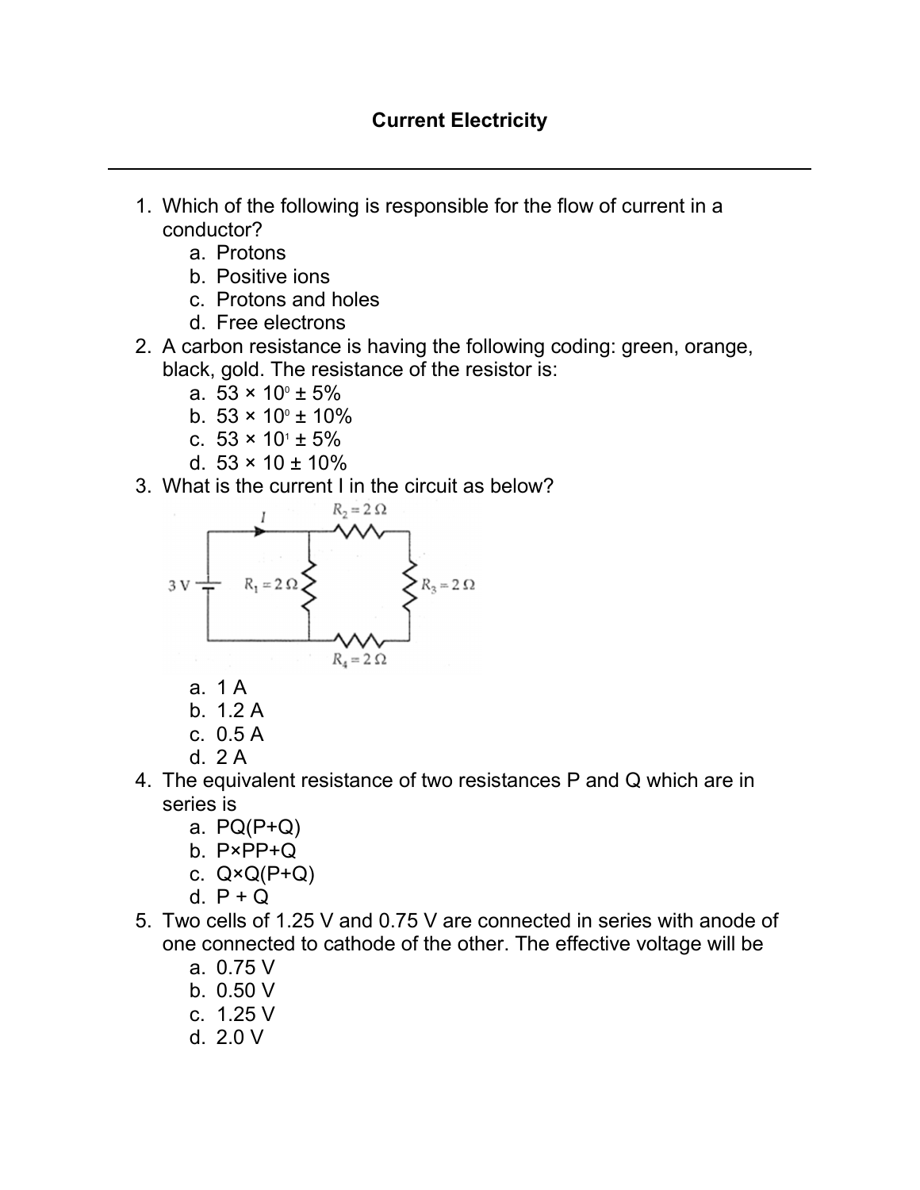# Current Electricity

---

1. Which of the following is responsible for the flow of current in a conductor?
   a. Protons
   b. Positive ions
   c. Protons and holes
   d. Free electrons
2. A carbon resistance is having the following coding: green, orange, black, gold. The resistance of the resistor is:
   a. $53 \times 10^0 \pm 5\%$
   b. $53 \times 10^0 \pm 10\%$
   c. $53 \times 10^1 \pm 5\%$
   d. $53 \times 10 \pm 10\%$
3. What is the current I in the circuit as below?

   3 V, $R_1 = 2\,\Omega$, $R_2 = 2\,\Omega$, $R_3 = 2\,\Omega$, $R_4 = 2\,\Omega$

   a. 1 A
   b. 1.2 A
   c. 0.5 A
   d. 2 A
4. The equivalent resistance of two resistances P and Q which are in series is
   a. PQ(P+Q)
   b. P×PP+Q
   c. Q×Q(P+Q)
   d. P + Q
5. Two cells of 1.25 V and 0.75 V are connected in series with anode of one connected to cathode of the other. The effective voltage will be
   a. 0.75 V
   b. 0.50 V
   c. 1.25 V
   d. 2.0 V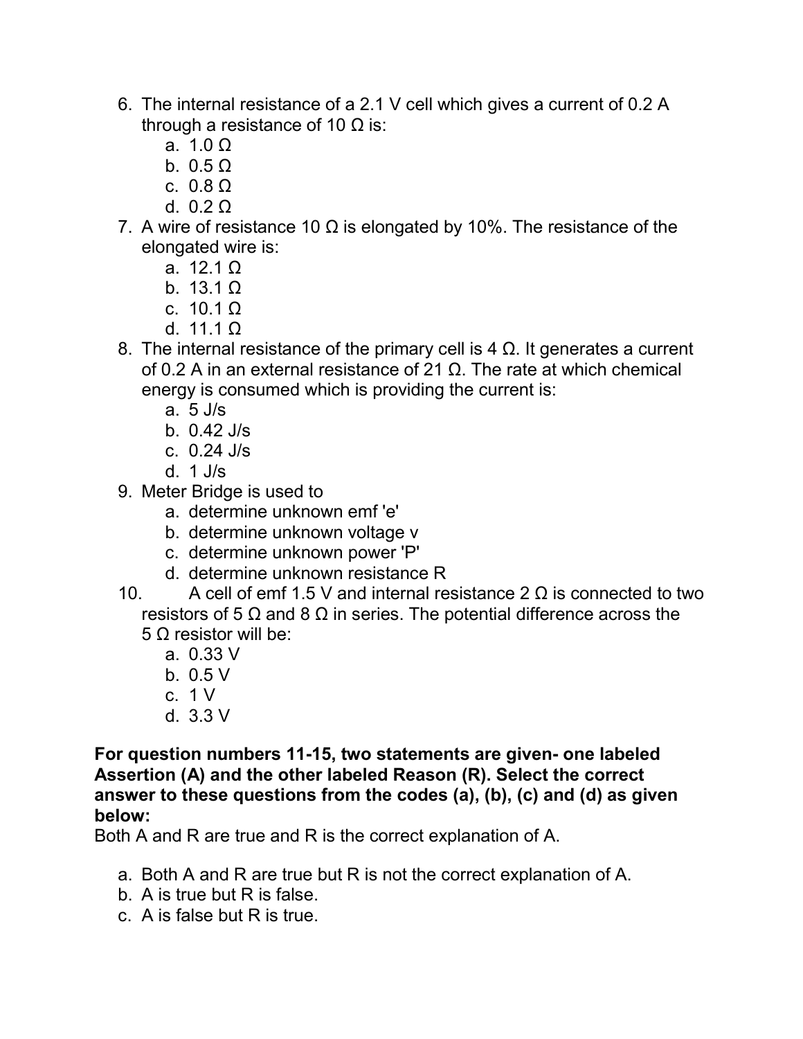6. The internal resistance of a 2.1 V cell which gives a current of 0.2 A through a resistance of 10 Ω is:
    a. 1.0 Ω
    b. 0.5 Ω
    c. 0.8 Ω
    d. 0.2 Ω
7. A wire of resistance 10 Ω is elongated by 10%. The resistance of the elongated wire is:
    a. 12.1 Ω
    b. 13.1 Ω
    c. 10.1 Ω
    d. 11.1 Ω
8. The internal resistance of the primary cell is 4 Ω. It generates a current of 0.2 A in an external resistance of 21 Ω. The rate at which chemical energy is consumed which is providing the current is:
    a. 5 J/s
    b. 0.42 J/s
    c. 0.24 J/s
    d. 1 J/s
9. Meter Bridge is used to
    a. determine unknown emf 'e'
    b. determine unknown voltage v
    c. determine unknown power 'P'
    d. determine unknown resistance R
10. A cell of emf 1.5 V and internal resistance 2 Ω is connected to two resistors of 5 Ω and 8 Ω in series. The potential difference across the 5 Ω resistor will be:
    a. 0.33 V
    b. 0.5 V
    c. 1 V
    d. 3.3 V

**For question numbers 11-15, two statements are given- one labeled Assertion (A) and the other labeled Reason (R). Select the correct answer to these questions from the codes (a), (b), (c) and (d) as given below:**

Both A and R are true and R is the correct explanation of A.

a. Both A and R are true but R is not the correct explanation of A.
b. A is true but R is false.
c. A is false but R is true.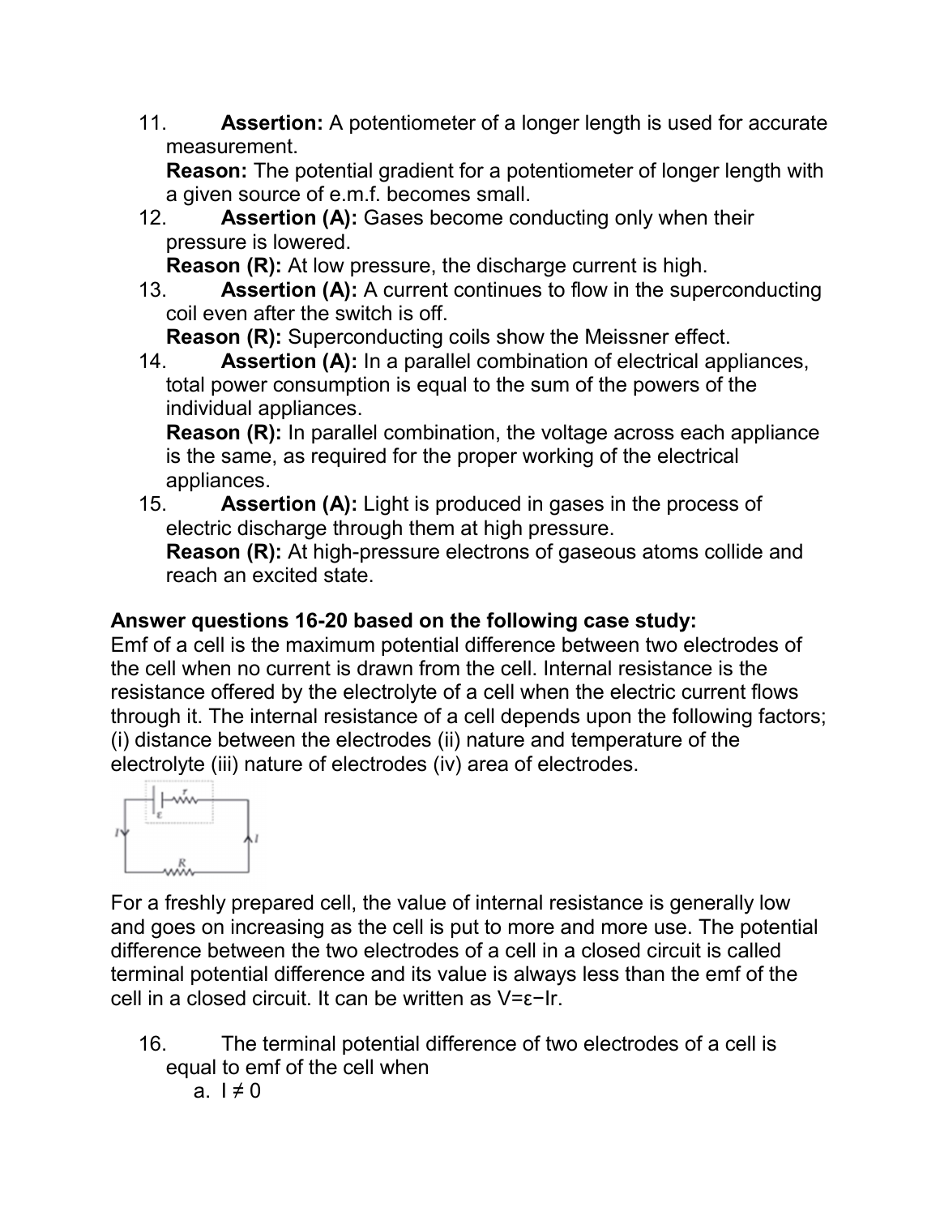11. **Assertion:** A potentiometer of a longer length is used for accurate measurement.
    **Reason:** The potential gradient for a potentiometer of longer length with a given source of e.m.f. becomes small.
12. **Assertion (A):** Gases become conducting only when their pressure is lowered.
    **Reason (R):** At low pressure, the discharge current is high.
13. **Assertion (A):** A current continues to flow in the superconducting coil even after the switch is off.
    **Reason (R):** Superconducting coils show the Meissner effect.
14. **Assertion (A):** In a parallel combination of electrical appliances, total power consumption is equal to the sum of the powers of the individual appliances.
    **Reason (R):** In parallel combination, the voltage across each appliance is the same, as required for the proper working of the electrical appliances.
15. **Assertion (A):** Light is produced in gases in the process of electric discharge through them at high pressure.
    **Reason (R):** At high-pressure electrons of gaseous atoms collide and reach an excited state.

**Answer questions 16-20 based on the following case study:**

Emf of a cell is the maximum potential difference between two electrodes of the cell when no current is drawn from the cell. Internal resistance is the resistance offered by the electrolyte of a cell when the electric current flows through it. The internal resistance of a cell depends upon the following factors; (i) distance between the electrodes (ii) nature and temperature of the electrolyte (iii) nature of electrodes (iv) area of electrodes.

For a freshly prepared cell, the value of internal resistance is generally low and goes on increasing as the cell is put to more and more use. The potential difference between the two electrodes of a cell in a closed circuit is called terminal potential difference and its value is always less than the emf of the cell in a closed circuit. It can be written as $V=\varepsilon-Ir$.

16. The terminal potential difference of two electrodes of a cell is equal to emf of the cell when
    a. $I \neq 0$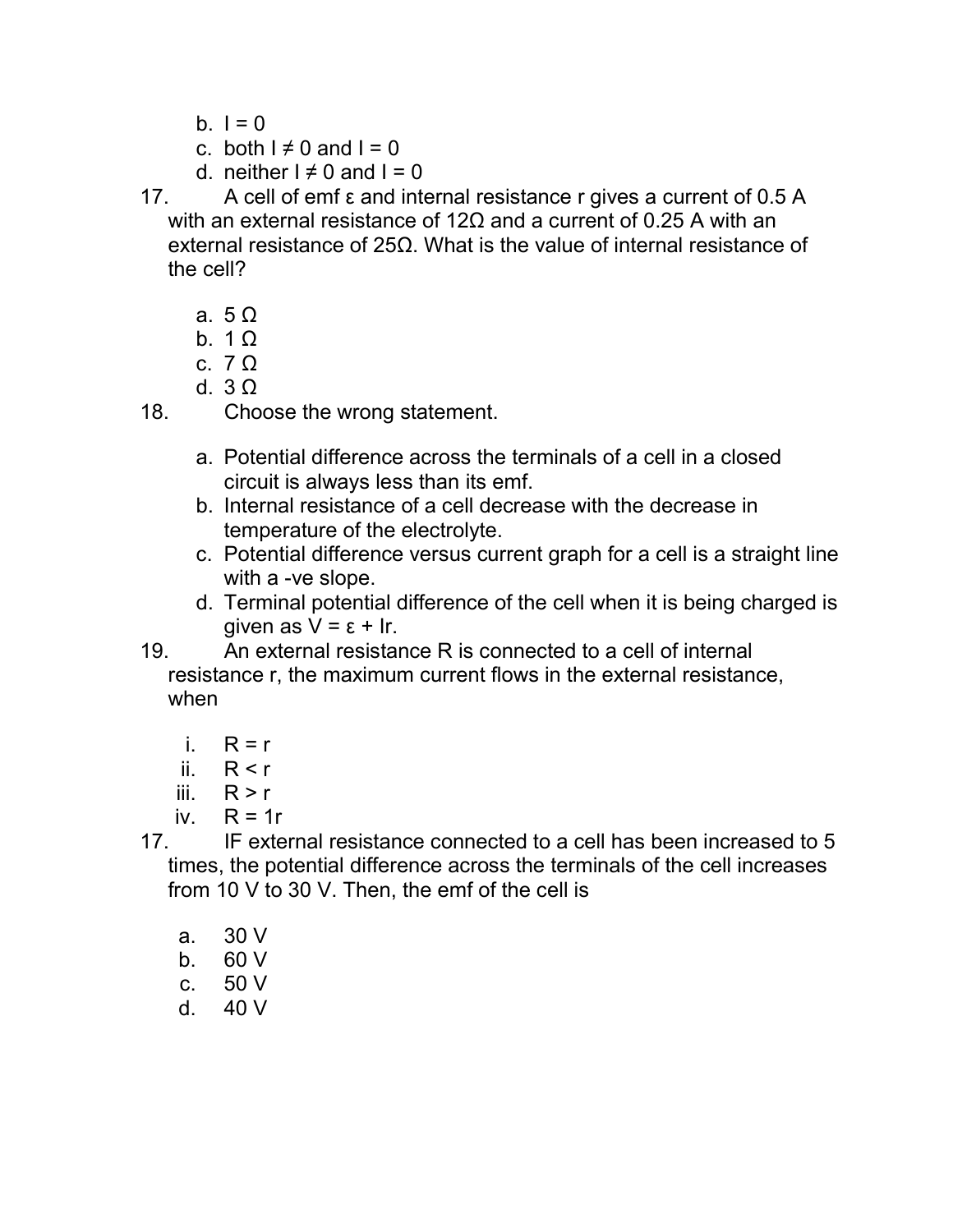b. $I = 0$
c. both $I \neq 0$ and $I = 0$
d. neither $I \neq 0$ and $I = 0$

17. A cell of emf $\varepsilon$ and internal resistance r gives a current of 0.5 A with an external resistance of 12Ω and a current of 0.25 A with an external resistance of 25Ω. What is the value of internal resistance of the cell?

a. 5 Ω
b. 1 Ω
c. 7 Ω
d. 3 Ω

18. Choose the wrong statement.

a. Potential difference across the terminals of a cell in a closed circuit is always less than its emf.
b. Internal resistance of a cell decrease with the decrease in temperature of the electrolyte.
c. Potential difference versus current graph for a cell is a straight line with a -ve slope.
d. Terminal potential difference of the cell when it is being charged is given as $V = \varepsilon + Ir$.

19. An external resistance R is connected to a cell of internal resistance r, the maximum current flows in the external resistance, when

i. $R = r$
ii. $R < r$
iii. $R > r$
iv. $R = 1r$

17. IF external resistance connected to a cell has been increased to 5 times, the potential difference across the terminals of the cell increases from 10 V to 30 V. Then, the emf of the cell is

a. 30 V
b. 60 V
c. 50 V
d. 40 V